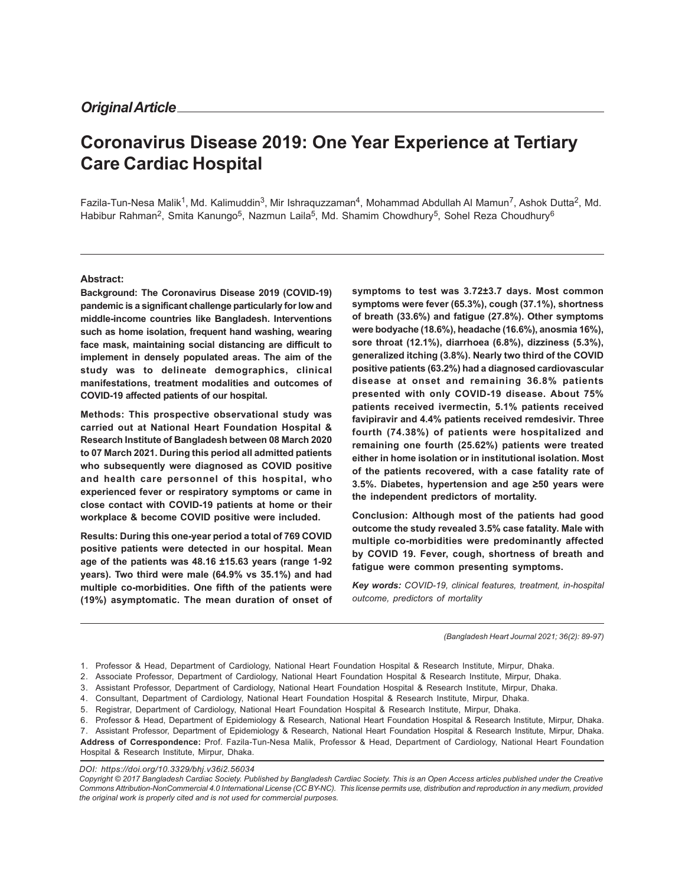*Original Article*

# Coronavirus Disease 2019: One Year Experience at Tertiary Care Cardiac Hospital

Fazila-Tun-Nesa Malik[1], Md. Kalimuddin[3], Mir Ishraquzzaman[4], Mohammad Abdullah Al Mamun[7], Ashok Dutta[2], Md. Habibur Rahman[2], Smita Kanungo[5], Nazmun Laila[5], Md. Shamim Chowdhury[5], Sohel Reza Choudhury[6]

**Abstract:**

**Background: The Coronavirus Disease 2019 (COVID-19) pandemic is a significant challenge particularly for low and middle-income countries like Bangladesh. Interventions such as home isolation, frequent hand washing, wearing face mask, maintaining social distancing are difficult to implement in densely populated areas. The aim of the study was to delineate demographics, clinical manifestations, treatment modalities and outcomes of COVID-19 affected patients of our hospital.**

**Methods: This prospective observational study was carried out at National Heart Foundation Hospital & Research Institute of Bangladesh between 08 March 2020 to 07 March 2021. During this period all admitted patients who subsequently were diagnosed as COVID positive and health care personnel of this hospital, who experienced fever or respiratory symptoms or came in close contact with COVID-19 patients at home or their workplace & become COVID positive were included.**

**Results: During this one-year period a total of 769 COVID positive patients were detected in our hospital. Mean age of the patients was 48.16 ±15.63 years (range 1-92 years). Two third were male (64.9% vs 35.1%) and had multiple co-morbidities. One fifth of the patients were (19%) asymptomatic. The mean duration of onset of symptoms to test was 3.72±3.7 days. Most common symptoms were fever (65.3%), cough (37.1%), shortness of breath (33.6%) and fatigue (27.8%). Other symptoms were bodyache (18.6%), headache (16.6%), anosmia 16%), sore throat (12.1%), diarrhoea (6.8%), dizziness (5.3%), generalized itching (3.8%). Nearly two third of the COVID positive patients (63.2%) had a diagnosed cardiovascular disease at onset and remaining 36.8% patients presented with only COVID-19 disease. About 75% patients received ivermectin, 5.1% patients received favipiravir and 4.4% patients received remdesivir. Three fourth (74.38%) of patients were hospitalized and remaining one fourth (25.62%) patients were treated either in home isolation or in institutional isolation. Most of the patients recovered, with a case fatality rate of 3.5%. Diabetes, hypertension and age ≥50 years were the independent predictors of mortality.**

**Conclusion: Although most of the patients had good outcome the study revealed 3.5% case fatality. Male with multiple co-morbidities were predominantly affected by COVID 19. Fever, cough, shortness of breath and fatigue were common presenting symptoms.**

***Key words:*** *COVID-19, clinical features, treatment, in-hospital outcome, predictors of mortality*

(Bangladesh Heart Journal 2021; 36(2): 89-97)

1. Professor & Head, Department of Cardiology, National Heart Foundation Hospital & Research Institute, Mirpur, Dhaka.
2. Associate Professor, Department of Cardiology, National Heart Foundation Hospital & Research Institute, Mirpur, Dhaka.
3. Assistant Professor, Department of Cardiology, National Heart Foundation Hospital & Research Institute, Mirpur, Dhaka.
4. Consultant, Department of Cardiology, National Heart Foundation Hospital & Research Institute, Mirpur, Dhaka.
5. Registrar, Department of Cardiology, National Heart Foundation Hospital & Research Institute, Mirpur, Dhaka.
6. Professor & Head, Department of Epidemiology & Research, National Heart Foundation Hospital & Research Institute, Mirpur, Dhaka.
7. Assistant Professor, Department of Epidemiology & Research, National Heart Foundation Hospital & Research Institute, Mirpur, Dhaka.

**Address of Correspondence:** Prof. Fazila-Tun-Nesa Malik, Professor & Head, Department of Cardiology, National Heart Foundation Hospital & Research Institute, Mirpur, Dhaka.

*DOI: https://doi.org/10.3329/bhj.v36i2.56034*

*Copyright © 2017 Bangladesh Cardiac Society. Published by Bangladesh Cardiac Society. This is an Open Access articles published under the Creative Commons Attribution-NonCommercial 4.0 International License (CC BY-NC). This license permits use, distribution and reproduction in any medium, provided the original work is properly cited and is not used for commercial purposes.*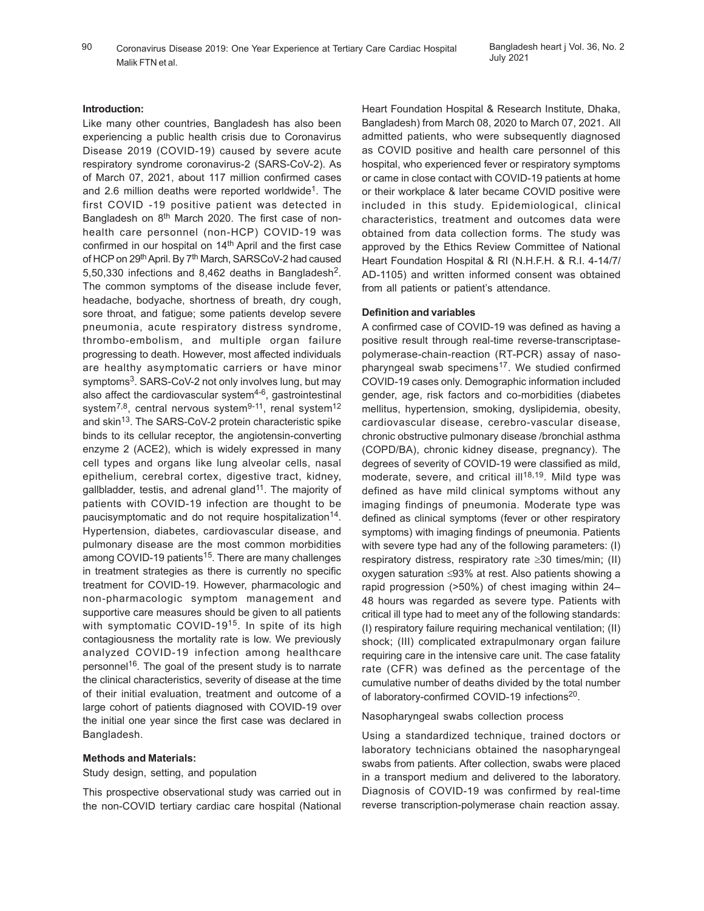## Introduction:

Like many other countries, Bangladesh has also been experiencing a public health crisis due to Coronavirus Disease 2019 (COVID-19) caused by severe acute respiratory syndrome coronavirus-2 (SARS-CoV-2). As of March 07, 2021, about 117 million confirmed cases and 2.6 million deaths were reported worldwide[1]. The first COVID -19 positive patient was detected in Bangladesh on 8th March 2020. The first case of non-health care personnel (non-HCP) COVID-19 was confirmed in our hospital on 14th April and the first case of HCP on 29th April. By 7th March, SARSCoV-2 had caused 5,50,330 infections and 8,462 deaths in Bangladesh[2]. The common symptoms of the disease include fever, headache, bodyache, shortness of breath, dry cough, sore throat, and fatigue; some patients develop severe pneumonia, acute respiratory distress syndrome, thrombo-embolism, and multiple organ failure progressing to death. However, most affected individuals are healthy asymptomatic carriers or have minor symptoms[3]. SARS-CoV-2 not only involves lung, but may also affect the cardiovascular system[4-6], gastrointestinal system[7,8], central nervous system[9-11], renal system[12] and skin[13]. The SARS-CoV-2 protein characteristic spike binds to its cellular receptor, the angiotensin-converting enzyme 2 (ACE2), which is widely expressed in many cell types and organs like lung alveolar cells, nasal epithelium, cerebral cortex, digestive tract, kidney, gallbladder, testis, and adrenal gland[11]. The majority of patients with COVID-19 infection are thought to be paucisymptomatic and do not require hospitalization[14]. Hypertension, diabetes, cardiovascular disease, and pulmonary disease are the most common morbidities among COVID-19 patients[15]. There are many challenges in treatment strategies as there is currently no specific treatment for COVID-19. However, pharmacologic and non-pharmacologic symptom management and supportive care measures should be given to all patients with symptomatic COVID-19[15]. In spite of its high contagiousness the mortality rate is low. We previously analyzed COVID-19 infection among healthcare personnel[16]. The goal of the present study is to narrate the clinical characteristics, severity of disease at the time of their initial evaluation, treatment and outcome of a large cohort of patients diagnosed with COVID-19 over the initial one year since the first case was declared in Bangladesh.

## Methods and Materials:

Study design, setting, and population

This prospective observational study was carried out in the non-COVID tertiary cardiac care hospital (National Heart Foundation Hospital & Research Institute, Dhaka, Bangladesh) from March 08, 2020 to March 07, 2021. All admitted patients, who were subsequently diagnosed as COVID positive and health care personnel of this hospital, who experienced fever or respiratory symptoms or came in close contact with COVID-19 patients at home or their workplace & later became COVID positive were included in this study. Epidemiological, clinical characteristics, treatment and outcomes data were obtained from data collection forms. The study was approved by the Ethics Review Committee of National Heart Foundation Hospital & RI (N.H.F.H. & R.I. 4-14/7/AD-1105) and written informed consent was obtained from all patients or patient's attendance.

### Definition and variables

A confirmed case of COVID-19 was defined as having a positive result through real-time reverse-transcriptase-polymerase-chain-reaction (RT-PCR) assay of naso-pharyngeal swab specimens[17]. We studied confirmed COVID-19 cases only. Demographic information included gender, age, risk factors and co-morbidities (diabetes mellitus, hypertension, smoking, dyslipidemia, obesity, cardiovascular disease, cerebro-vascular disease, chronic obstructive pulmonary disease /bronchial asthma (COPD/BA), chronic kidney disease, pregnancy). The degrees of severity of COVID-19 were classified as mild, moderate, severe, and critical ill[18,19]. Mild type was defined as have mild clinical symptoms without any imaging findings of pneumonia. Moderate type was defined as clinical symptoms (fever or other respiratory symptoms) with imaging findings of pneumonia. Patients with severe type had any of the following parameters: (I) respiratory distress, respiratory rate $\geq$30 times/min; (II) oxygen saturation $\leq$93% at rest. Also patients showing a rapid progression (>50%) of chest imaging within 24–48 hours was regarded as severe type. Patients with critical ill type had to meet any of the following standards: (I) respiratory failure requiring mechanical ventilation; (II) shock; (III) complicated extrapulmonary organ failure requiring care in the intensive care unit. The case fatality rate (CFR) was defined as the percentage of the cumulative number of deaths divided by the total number of laboratory-confirmed COVID-19 infections[20].

Nasopharyngeal swabs collection process

Using a standardized technique, trained doctors or laboratory technicians obtained the nasopharyngeal swabs from patients. After collection, swabs were placed in a transport medium and delivered to the laboratory. Diagnosis of COVID-19 was confirmed by real-time reverse transcription-polymerase chain reaction assay.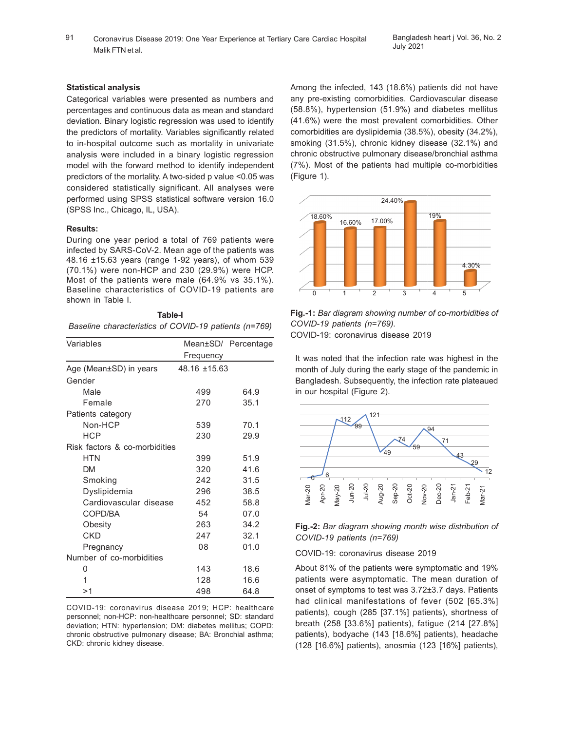### Statistical analysis

Categorical variables were presented as numbers and percentages and continuous data as mean and standard deviation. Binary logistic regression was used to identify the predictors of mortality. Variables significantly related to in-hospital outcome such as mortality in univariate analysis were included in a binary logistic regression model with the forward method to identify independent predictors of the mortality. A two-sided p value <0.05 was considered statistically significant. All analyses were performed using SPSS statistical software version 16.0 (SPSS Inc., Chicago, IL, USA).

### Results:

During one year period a total of 769 patients were infected by SARS-CoV-2. Mean age of the patients was 48.16 ±15.63 years (range 1-92 years), of whom 539 (70.1%) were non-HCP and 230 (29.9%) were HCP. Most of the patients were male (64.9% vs 35.1%). Baseline characteristics of COVID-19 patients are shown in Table I.

**Table-I**

*Baseline characteristics of COVID-19 patients (n=769)*

| Variables | Mean±SD/ Frequency | Percentage |
|---|---|---|
| Age (Mean±SD) in years | 48.16 ±15.63 | |
| Gender | | |
| Male | 499 | 64.9 |
| Female | 270 | 35.1 |
| Patients category | | |
| Non-HCP | 539 | 70.1 |
| HCP | 230 | 29.9 |
| Risk factors & co-morbidities | | |
| HTN | 399 | 51.9 |
| DM | 320 | 41.6 |
| Smoking | 242 | 31.5 |
| Dyslipidemia | 296 | 38.5 |
| Cardiovascular disease | 452 | 58.8 |
| COPD/BA | 54 | 07.0 |
| Obesity | 263 | 34.2 |
| CKD | 247 | 32.1 |
| Pregnancy | 08 | 01.0 |
| Number of co-morbidities | | |
| 0 | 143 | 18.6 |
| 1 | 128 | 16.6 |
| >1 | 498 | 64.8 |

COVID-19: coronavirus disease 2019; HCP: healthcare personnel; non-HCP: non-healthcare personnel; SD: standard deviation; HTN: hypertension; DM: diabetes mellitus; COPD: chronic obstructive pulmonary disease; BA: Bronchial asthma; CKD: chronic kidney disease.

Among the infected, 143 (18.6%) patients did not have any pre-existing comorbidities. Cardiovascular disease (58.8%), hypertension (51.9%) and diabetes mellitus (41.6%) were the most prevalent comorbidities. Other comorbidities are dyslipidemia (38.5%), obesity (34.2%), smoking (31.5%), chronic kidney disease (32.1%) and chronic obstructive pulmonary disease/bronchial asthma (7%). Most of the patients had multiple co-morbidities (Figure 1).

**Fig.-1:** *Bar diagram showing number of co-morbidities of COVID-19 patients (n=769).*

COVID-19: coronavirus disease 2019

It was noted that the infection rate was highest in the month of July during the early stage of the pandemic in Bangladesh. Subsequently, the infection rate plateaued in our hospital (Figure 2).

**Fig.-2:** *Bar diagram showing month wise distribution of COVID-19 patients (n=769)*

COVID-19: coronavirus disease 2019

About 81% of the patients were symptomatic and 19% patients were asymptomatic. The mean duration of onset of symptoms to test was 3.72±3.7 days. Patients had clinical manifestations of fever (502 [65.3%] patients), cough (285 [37.1%] patients), shortness of breath (258 [33.6%] patients), fatigue (214 [27.8%] patients), bodyache (143 [18.6%] patients), headache (128 [16.6%] patients), anosmia (123 [16%] patients),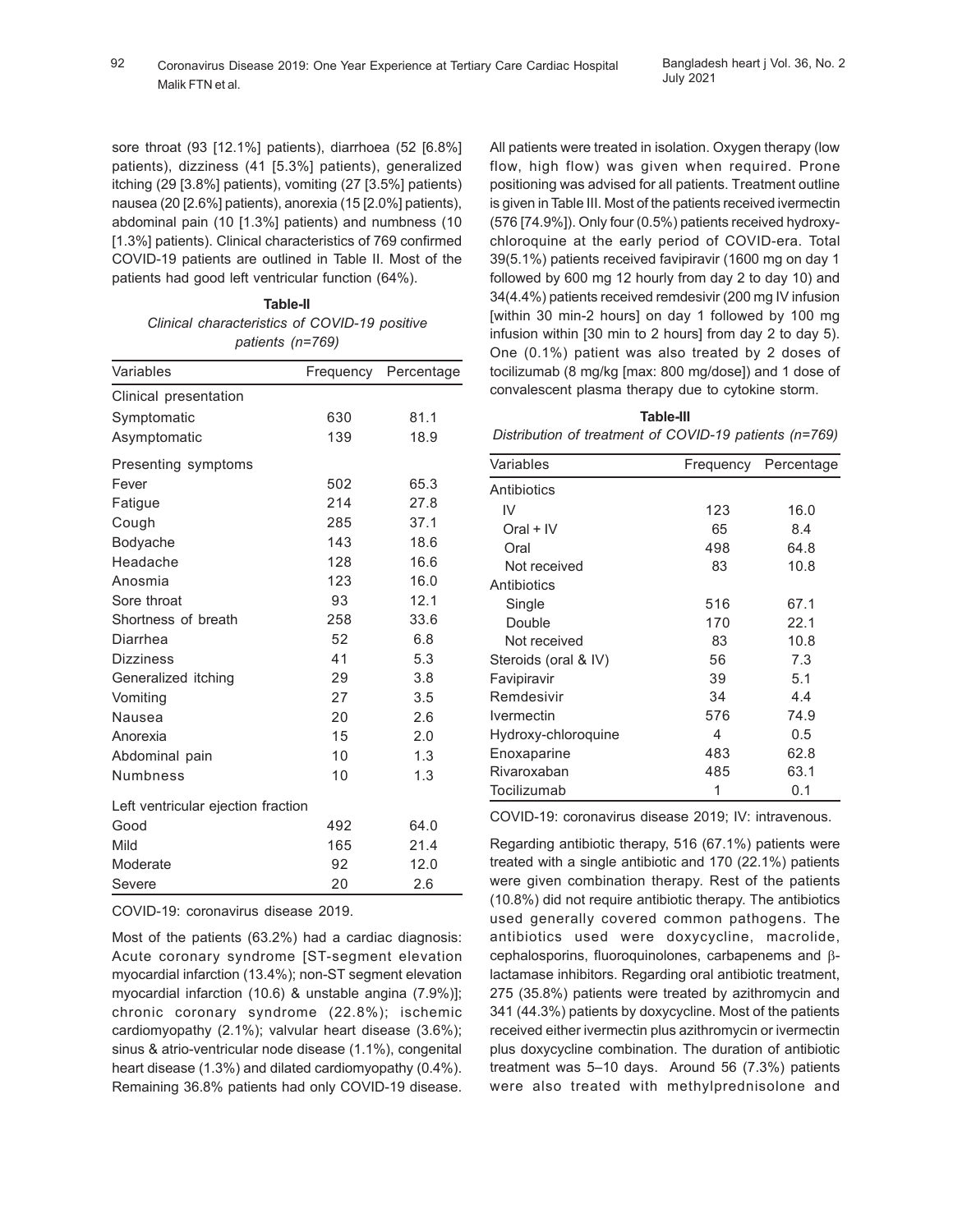sore throat (93 [12.1%] patients), diarrhoea (52 [6.8%] patients), dizziness (41 [5.3%] patients), generalized itching (29 [3.8%] patients), vomiting (27 [3.5%] patients) nausea (20 [2.6%] patients), anorexia (15 [2.0%] patients), abdominal pain (10 [1.3%] patients) and numbness (10 [1.3%] patients). Clinical characteristics of 769 confirmed COVID-19 patients are outlined in Table II. Most of the patients had good left ventricular function (64%).

**Table-II**

*Clinical characteristics of COVID-19 positive patients (n=769)*

| Variables | Frequency | Percentage |
|---|---|---|
| Clinical presentation | | |
| Symptomatic | 630 | 81.1 |
| Asymptomatic | 139 | 18.9 |
| Presenting symptoms | | |
| Fever | 502 | 65.3 |
| Fatigue | 214 | 27.8 |
| Cough | 285 | 37.1 |
| Bodyache | 143 | 18.6 |
| Headache | 128 | 16.6 |
| Anosmia | 123 | 16.0 |
| Sore throat | 93 | 12.1 |
| Shortness of breath | 258 | 33.6 |
| Diarrhea | 52 | 6.8 |
| Dizziness | 41 | 5.3 |
| Generalized itching | 29 | 3.8 |
| Vomiting | 27 | 3.5 |
| Nausea | 20 | 2.6 |
| Anorexia | 15 | 2.0 |
| Abdominal pain | 10 | 1.3 |
| Numbness | 10 | 1.3 |
| Left ventricular ejection fraction | | |
| Good | 492 | 64.0 |
| Mild | 165 | 21.4 |
| Moderate | 92 | 12.0 |
| Severe | 20 | 2.6 |

COVID-19: coronavirus disease 2019.

Most of the patients (63.2%) had a cardiac diagnosis: Acute coronary syndrome [ST-segment elevation myocardial infarction (13.4%); non-ST segment elevation myocardial infarction (10.6) & unstable angina (7.9%)]; chronic coronary syndrome (22.8%); ischemic cardiomyopathy (2.1%); valvular heart disease (3.6%); sinus & atrio-ventricular node disease (1.1%), congenital heart disease (1.3%) and dilated cardiomyopathy (0.4%). Remaining 36.8% patients had only COVID-19 disease.

All patients were treated in isolation. Oxygen therapy (low flow, high flow) was given when required. Prone positioning was advised for all patients. Treatment outline is given in Table III. Most of the patients received ivermectin (576 [74.9%]). Only four (0.5%) patients received hydroxy-chloroquine at the early period of COVID-era. Total 39(5.1%) patients received favipiravir (1600 mg on day 1 followed by 600 mg 12 hourly from day 2 to day 10) and 34(4.4%) patients received remdesivir (200 mg IV infusion [within 30 min-2 hours] on day 1 followed by 100 mg infusion within [30 min to 2 hours] from day 2 to day 5). One (0.1%) patient was also treated by 2 doses of tocilizumab (8 mg/kg [max: 800 mg/dose]) and 1 dose of convalescent plasma therapy due to cytokine storm.

**Table-III**

*Distribution of treatment of COVID-19 patients (n=769)*

| Variables | Frequency | Percentage |
|---|---|---|
| Antibiotics | | |
| IV | 123 | 16.0 |
| Oral + IV | 65 | 8.4 |
| Oral | 498 | 64.8 |
| Not received | 83 | 10.8 |
| Antibiotics | | |
| Single | 516 | 67.1 |
| Double | 170 | 22.1 |
| Not received | 83 | 10.8 |
| Steroids (oral & IV) | 56 | 7.3 |
| Favipiravir | 39 | 5.1 |
| Remdesivir | 34 | 4.4 |
| Ivermectin | 576 | 74.9 |
| Hydroxy-chloroquine | 4 | 0.5 |
| Enoxaparine | 483 | 62.8 |
| Rivaroxaban | 485 | 63.1 |
| Tocilizumab | 1 | 0.1 |

COVID-19: coronavirus disease 2019; IV: intravenous.

Regarding antibiotic therapy, 516 (67.1%) patients were treated with a single antibiotic and 170 (22.1%) patients were given combination therapy. Rest of the patients (10.8%) did not require antibiotic therapy. The antibiotics used generally covered common pathogens. The antibiotics used were doxycycline, macrolide, cephalosporins, fluoroquinolones, carbapenems and β-lactamase inhibitors. Regarding oral antibiotic treatment, 275 (35.8%) patients were treated by azithromycin and 341 (44.3%) patients by doxycycline. Most of the patients received either ivermectin plus azithromycin or ivermectin plus doxycycline combination. The duration of antibiotic treatment was 5–10 days. Around 56 (7.3%) patients were also treated with methylprednisolone and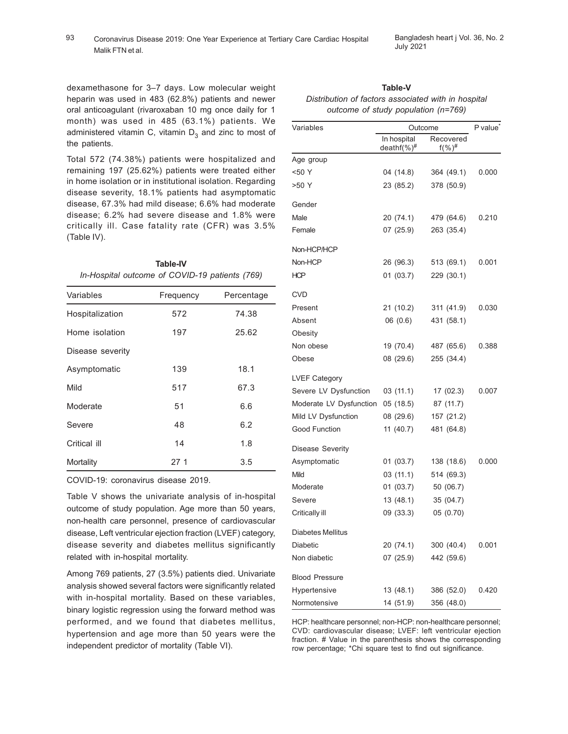dexamethasone for 3–7 days. Low molecular weight heparin was used in 483 (62.8%) patients and newer oral anticoagulant (rivaroxaban 10 mg once daily for 1 month) was used in 485 (63.1%) patients. We administered vitamin C, vitamin $D_3$ and zinc to most of the patients.

Total 572 (74.38%) patients were hospitalized and remaining 197 (25.62%) patients were treated either in home isolation or in institutional isolation. Regarding disease severity, 18.1% patients had asymptomatic disease, 67.3% had mild disease; 6.6% had moderate disease; 6.2% had severe disease and 1.8% were critically ill. Case fatality rate (CFR) was 3.5% (Table IV).

**Table-IV**

*In-Hospital outcome of COVID-19 patients (769)*

| Variables | Frequency | Percentage |
|---|---|---|
| Hospitalization | 572 | 74.38 |
| Home isolation | 197 | 25.62 |
| Disease severity | | |
| Asymptomatic | 139 | 18.1 |
| Mild | 517 | 67.3 |
| Moderate | 51 | 6.6 |
| Severe | 48 | 6.2 |
| Critical ill | 14 | 1.8 |
| Mortality | 27 1 | 3.5 |

COVID-19: coronavirus disease 2019.

Table V shows the univariate analysis of in-hospital outcome of study population. Age more than 50 years, non-health care personnel, presence of cardiovascular disease, Left ventricular ejection fraction (LVEF) category, disease severity and diabetes mellitus significantly related with in-hospital mortality.

Among 769 patients, 27 (3.5%) patients died. Univariate analysis showed several factors were significantly related with in-hospital mortality. Based on these variables, binary logistic regression using the forward method was performed, and we found that diabetes mellitus, hypertension and age more than 50 years were the independent predictor of mortality (Table VI).

**Table-V**

*Distribution of factors associated with in hospital outcome of study population (n=769)*

| Variables | Outcome | | P value* |
|---|---|---|---|
| | In hospital deathf(%)# | Recovered f(%)# | |
| Age group | | | |
| <50 Y | 04 (14.8) | 364 (49.1) | 0.000 |
| >50 Y | 23 (85.2) | 378 (50.9) | |
| Gender | | | |
| Male | 20 (74.1) | 479 (64.6) | 0.210 |
| Female | 07 (25.9) | 263 (35.4) | |
| Non-HCP/HCP | | | |
| Non-HCP | 26 (96.3) | 513 (69.1) | 0.001 |
| HCP | 01 (03.7) | 229 (30.1) | |
| CVD | | | |
| Present | 21 (10.2) | 311 (41.9) | 0.030 |
| Absent | 06 (0.6) | 431 (58.1) | |
| Obesity | | | |
| Non obese | 19 (70.4) | 487 (65.6) | 0.388 |
| Obese | 08 (29.6) | 255 (34.4) | |
| LVEF Category | | | |
| Severe LV Dysfunction | 03 (11.1) | 17 (02.3) | 0.007 |
| Moderate LV Dysfunction | 05 (18.5) | 87 (11.7) | |
| Mild LV Dysfunction | 08 (29.6) | 157 (21.2) | |
| Good Function | 11 (40.7) | 481 (64.8) | |
| Disease Severity | | | |
| Asymptomatic | 01 (03.7) | 138 (18.6) | 0.000 |
| Mild | 03 (11.1) | 514 (69.3) | |
| Moderate | 01 (03.7) | 50 (06.7) | |
| Severe | 13 (48.1) | 35 (04.7) | |
| Critically ill | 09 (33.3) | 05 (0.70) | |
| Diabetes Mellitus | | | |
| Diabetic | 20 (74.1) | 300 (40.4) | 0.001 |
| Non diabetic | 07 (25.9) | 442 (59.6) | |
| Blood Pressure | | | |
| Hypertensive | 13 (48.1) | 386 (52.0) | 0.420 |
| Normotensive | 14 (51.9) | 356 (48.0) | |

HCP: healthcare personnel; non-HCP: non-healthcare personnel; CVD: cardiovascular disease; LVEF: left ventricular ejection fraction. # Value in the parenthesis shows the corresponding row percentage; *Chi square test to find out significance.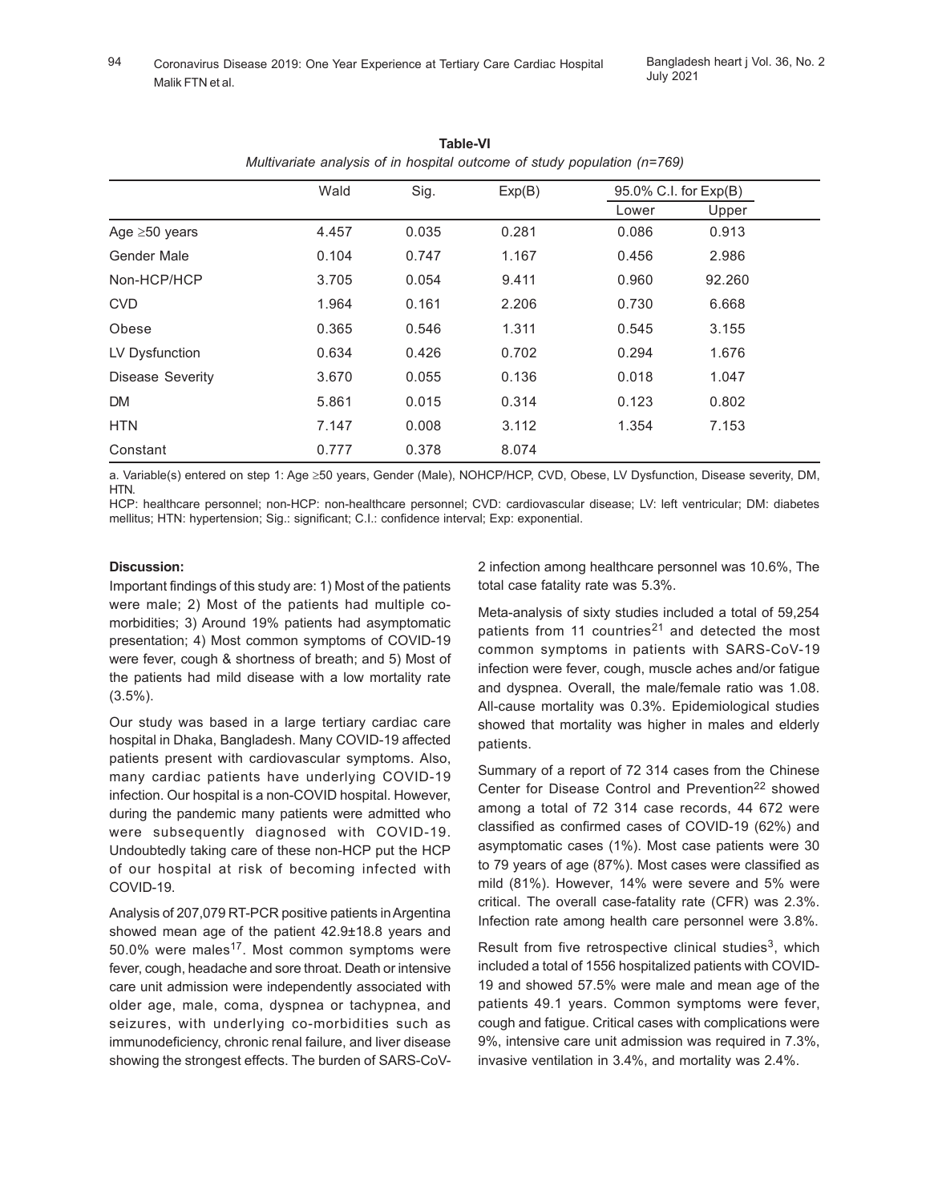**Table-VI**

*Multivariate analysis of in hospital outcome of study population (n=769)*

| | Wald | Sig. | Exp(B) | 95.0% C.I. for Exp(B) | |
|---|---|---|---|---|---|
| | | | | Lower | Upper |
| Age ≥50 years | 4.457 | 0.035 | 0.281 | 0.086 | 0.913 |
| Gender Male | 0.104 | 0.747 | 1.167 | 0.456 | 2.986 |
| Non-HCP/HCP | 3.705 | 0.054 | 9.411 | 0.960 | 92.260 |
| CVD | 1.964 | 0.161 | 2.206 | 0.730 | 6.668 |
| Obese | 0.365 | 0.546 | 1.311 | 0.545 | 3.155 |
| LV Dysfunction | 0.634 | 0.426 | 0.702 | 0.294 | 1.676 |
| Disease Severity | 3.670 | 0.055 | 0.136 | 0.018 | 1.047 |
| DM | 5.861 | 0.015 | 0.314 | 0.123 | 0.802 |
| HTN | 7.147 | 0.008 | 3.112 | 1.354 | 7.153 |
| Constant | 0.777 | 0.378 | 8.074 | | |

a. Variable(s) entered on step 1: Age ≥50 years, Gender (Male), NOHCP/HCP, CVD, Obese, LV Dysfunction, Disease severity, DM, HTN.

HCP: healthcare personnel; non-HCP: non-healthcare personnel; CVD: cardiovascular disease; LV: left ventricular; DM: diabetes mellitus; HTN: hypertension; Sig.: significant; C.I.: confidence interval; Exp: exponential.

**Discussion:**

Important findings of this study are: 1) Most of the patients were male; 2) Most of the patients had multiple co-morbidities; 3) Around 19% patients had asymptomatic presentation; 4) Most common symptoms of COVID-19 were fever, cough & shortness of breath; and 5) Most of the patients had mild disease with a low mortality rate (3.5%).

Our study was based in a large tertiary cardiac care hospital in Dhaka, Bangladesh. Many COVID-19 affected patients present with cardiovascular symptoms. Also, many cardiac patients have underlying COVID-19 infection. Our hospital is a non-COVID hospital. However, during the pandemic many patients were admitted who were subsequently diagnosed with COVID-19. Undoubtedly taking care of these non-HCP put the HCP of our hospital at risk of becoming infected with COVID-19.

Analysis of 207,079 RT-PCR positive patients in Argentina showed mean age of the patient 42.9±18.8 years and 50.0% were males[17]. Most common symptoms were fever, cough, headache and sore throat. Death or intensive care unit admission were independently associated with older age, male, coma, dyspnea or tachypnea, and seizures, with underlying co-morbidities such as immunodeficiency, chronic renal failure, and liver disease showing the strongest effects. The burden of SARS-CoV-2 infection among healthcare personnel was 10.6%, The total case fatality rate was 5.3%.

Meta-analysis of sixty studies included a total of 59,254 patients from 11 countries[21] and detected the most common symptoms in patients with SARS-CoV-19 infection were fever, cough, muscle aches and/or fatigue and dyspnea. Overall, the male/female ratio was 1.08. All-cause mortality was 0.3%. Epidemiological studies showed that mortality was higher in males and elderly patients.

Summary of a report of 72 314 cases from the Chinese Center for Disease Control and Prevention[22] showed among a total of 72 314 case records, 44 672 were classified as confirmed cases of COVID-19 (62%) and asymptomatic cases (1%). Most case patients were 30 to 79 years of age (87%). Most cases were classified as mild (81%). However, 14% were severe and 5% were critical. The overall case-fatality rate (CFR) was 2.3%. Infection rate among health care personnel were 3.8%.

Result from five retrospective clinical studies[3], which included a total of 1556 hospitalized patients with COVID-19 and showed 57.5% were male and mean age of the patients 49.1 years. Common symptoms were fever, cough and fatigue. Critical cases with complications were 9%, intensive care unit admission was required in 7.3%, invasive ventilation in 3.4%, and mortality was 2.4%.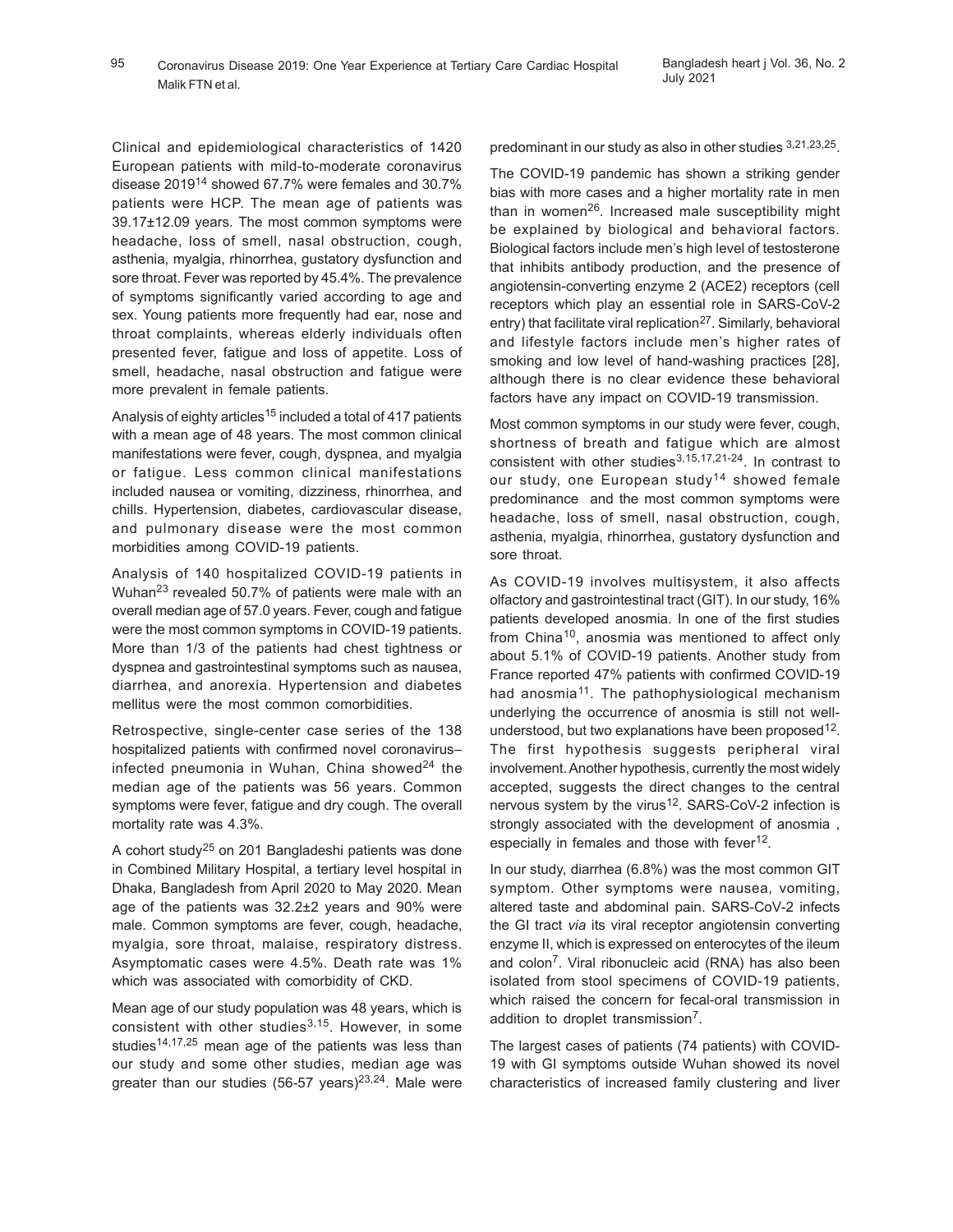Clinical and epidemiological characteristics of 1420 European patients with mild-to-moderate coronavirus disease 2019[14] showed 67.7% were females and 30.7% patients were HCP. The mean age of patients was 39.17±12.09 years. The most common symptoms were headache, loss of smell, nasal obstruction, cough, asthenia, myalgia, rhinorrhea, gustatory dysfunction and sore throat. Fever was reported by 45.4%. The prevalence of symptoms significantly varied according to age and sex. Young patients more frequently had ear, nose and throat complaints, whereas elderly individuals often presented fever, fatigue and loss of appetite. Loss of smell, headache, nasal obstruction and fatigue were more prevalent in female patients.

Analysis of eighty articles[15] included a total of 417 patients with a mean age of 48 years. The most common clinical manifestations were fever, cough, dyspnea, and myalgia or fatigue. Less common clinical manifestations included nausea or vomiting, dizziness, rhinorrhea, and chills. Hypertension, diabetes, cardiovascular disease, and pulmonary disease were the most common morbidities among COVID-19 patients.

Analysis of 140 hospitalized COVID-19 patients in Wuhan[23] revealed 50.7% of patients were male with an overall median age of 57.0 years. Fever, cough and fatigue were the most common symptoms in COVID-19 patients. More than 1/3 of the patients had chest tightness or dyspnea and gastrointestinal symptoms such as nausea, diarrhea, and anorexia. Hypertension and diabetes mellitus were the most common comorbidities.

Retrospective, single-center case series of the 138 hospitalized patients with confirmed novel coronavirus–infected pneumonia in Wuhan, China showed[24] the median age of the patients was 56 years. Common symptoms were fever, fatigue and dry cough. The overall mortality rate was 4.3%.

A cohort study[25] on 201 Bangladeshi patients was done in Combined Military Hospital, a tertiary level hospital in Dhaka, Bangladesh from April 2020 to May 2020. Mean age of the patients was 32.2±2 years and 90% were male. Common symptoms are fever, cough, headache, myalgia, sore throat, malaise, respiratory distress. Asymptomatic cases were 4.5%. Death rate was 1% which was associated with comorbidity of CKD.

Mean age of our study population was 48 years, which is consistent with other studies[3,15]. However, in some studies[14,17,25] mean age of the patients was less than our study and some other studies, median age was greater than our studies (56-57 years)[23,24]. Male were predominant in our study as also in other studies [3,21,23,25].

The COVID-19 pandemic has shown a striking gender bias with more cases and a higher mortality rate in men than in women[26]. Increased male susceptibility might be explained by biological and behavioral factors. Biological factors include men's high level of testosterone that inhibits antibody production, and the presence of angiotensin-converting enzyme 2 (ACE2) receptors (cell receptors which play an essential role in SARS-CoV-2 entry) that facilitate viral replication[27]. Similarly, behavioral and lifestyle factors include men's higher rates of smoking and low level of hand-washing practices [28], although there is no clear evidence these behavioral factors have any impact on COVID-19 transmission.

Most common symptoms in our study were fever, cough, shortness of breath and fatigue which are almost consistent with other studies[3,15,17,21-24]. In contrast to our study, one European study[14] showed female predominance and the most common symptoms were headache, loss of smell, nasal obstruction, cough, asthenia, myalgia, rhinorrhea, gustatory dysfunction and sore throat.

As COVID-19 involves multisystem, it also affects olfactory and gastrointestinal tract (GIT). In our study, 16% patients developed anosmia. In one of the first studies from China[10], anosmia was mentioned to affect only about 5.1% of COVID-19 patients. Another study from France reported 47% patients with confirmed COVID-19 had anosmia[11]. The pathophysiological mechanism underlying the occurrence of anosmia is still not well-understood, but two explanations have been proposed[12]. The first hypothesis suggests peripheral viral involvement. Another hypothesis, currently the most widely accepted, suggests the direct changes to the central nervous system by the virus[12]. SARS-CoV-2 infection is strongly associated with the development of anosmia , especially in females and those with fever[12].

In our study, diarrhea (6.8%) was the most common GIT symptom. Other symptoms were nausea, vomiting, altered taste and abdominal pain. SARS-CoV-2 infects the GI tract *via* its viral receptor angiotensin converting enzyme II, which is expressed on enterocytes of the ileum and colon[7]. Viral ribonucleic acid (RNA) has also been isolated from stool specimens of COVID-19 patients, which raised the concern for fecal-oral transmission in addition to droplet transmission[7].

The largest cases of patients (74 patients) with COVID-19 with GI symptoms outside Wuhan showed its novel characteristics of increased family clustering and liver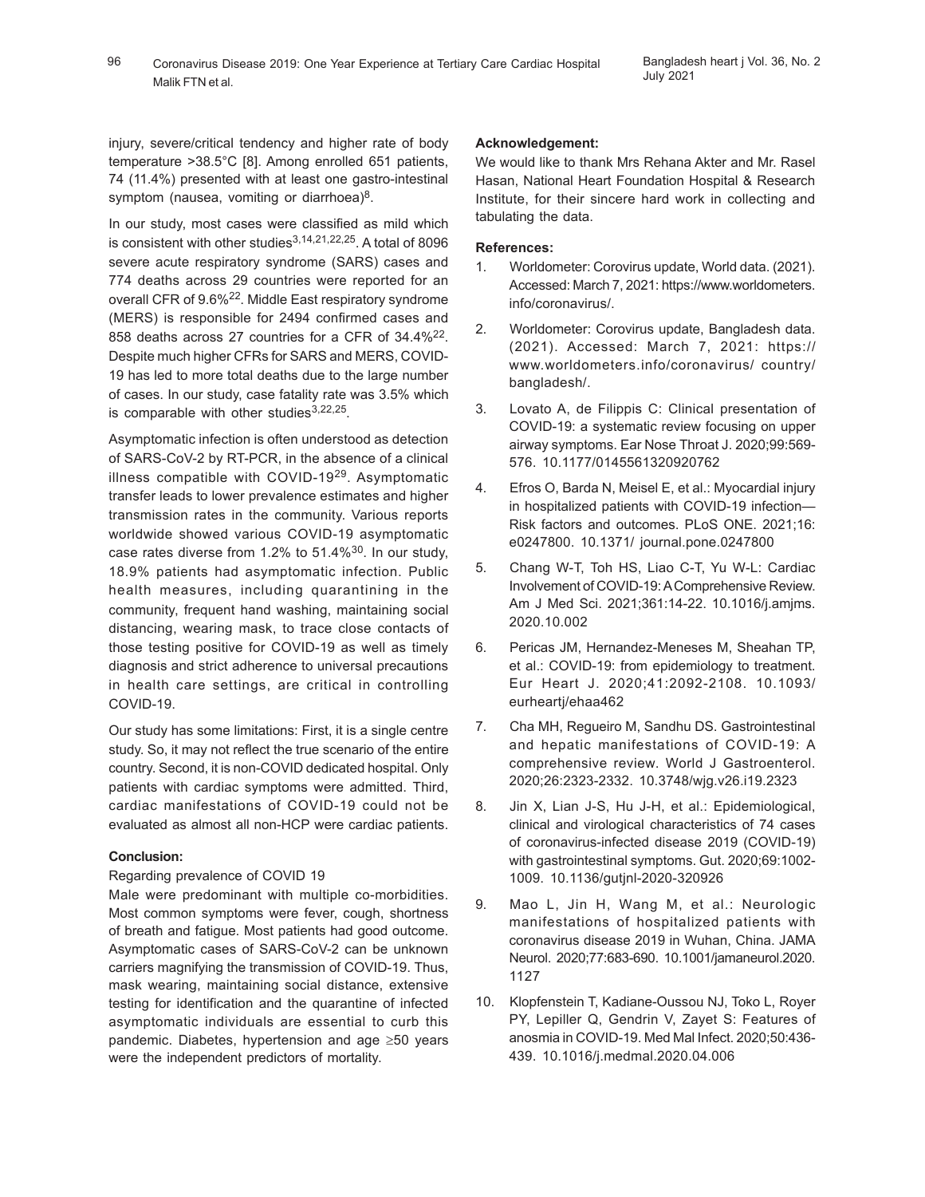injury, severe/critical tendency and higher rate of body temperature >38.5°C [8]. Among enrolled 651 patients, 74 (11.4%) presented with at least one gastro-intestinal symptom (nausea, vomiting or diarrhoea)[8].

In our study, most cases were classified as mild which is consistent with other studies[3,14,21,22,25]. A total of 8096 severe acute respiratory syndrome (SARS) cases and 774 deaths across 29 countries were reported for an overall CFR of 9.6%[22]. Middle East respiratory syndrome (MERS) is responsible for 2494 confirmed cases and 858 deaths across 27 countries for a CFR of 34.4%[22]. Despite much higher CFRs for SARS and MERS, COVID-19 has led to more total deaths due to the large number of cases. In our study, case fatality rate was 3.5% which is comparable with other studies[3,22,25].

Asymptomatic infection is often understood as detection of SARS-CoV-2 by RT-PCR, in the absence of a clinical illness compatible with COVID-19[29]. Asymptomatic transfer leads to lower prevalence estimates and higher transmission rates in the community. Various reports worldwide showed various COVID-19 asymptomatic case rates diverse from 1.2% to 51.4%[30]. In our study, 18.9% patients had asymptomatic infection. Public health measures, including quarantining in the community, frequent hand washing, maintaining social distancing, wearing mask, to trace close contacts of those testing positive for COVID-19 as well as timely diagnosis and strict adherence to universal precautions in health care settings, are critical in controlling COVID-19.

Our study has some limitations: First, it is a single centre study. So, it may not reflect the true scenario of the entire country. Second, it is non-COVID dedicated hospital. Only patients with cardiac symptoms were admitted. Third, cardiac manifestations of COVID-19 could not be evaluated as almost all non-HCP were cardiac patients.

**Conclusion:**

Regarding prevalence of COVID 19

Male were predominant with multiple co-morbidities. Most common symptoms were fever, cough, shortness of breath and fatigue. Most patients had good outcome. Asymptomatic cases of SARS-CoV-2 can be unknown carriers magnifying the transmission of COVID-19. Thus, mask wearing, maintaining social distance, extensive testing for identification and the quarantine of infected asymptomatic individuals are essential to curb this pandemic. Diabetes, hypertension and age ≥50 years were the independent predictors of mortality.

**Acknowledgement:**

We would like to thank Mrs Rehana Akter and Mr. Rasel Hasan, National Heart Foundation Hospital & Research Institute, for their sincere hard work in collecting and tabulating the data.

**References:**

1. Worldometer: Corovirus update, World data. (2021). Accessed: March 7, 2021: https://www.worldometers.info/coronavirus/.
2. Worldometer: Corovirus update, Bangladesh data. (2021). Accessed: March 7, 2021: https://www.worldometers.info/coronavirus/ country/bangladesh/.
3. Lovato A, de Filippis C: Clinical presentation of COVID-19: a systematic review focusing on upper airway symptoms. Ear Nose Throat J. 2020;99:569-576. 10.1177/0145561320920762
4. Efros O, Barda N, Meisel E, et al.: Myocardial injury in hospitalized patients with COVID-19 infection—Risk factors and outcomes. PLoS ONE. 2021;16: e0247800. 10.1371/ journal.pone.0247800
5. Chang W-T, Toh HS, Liao C-T, Yu W-L: Cardiac Involvement of COVID-19: A Comprehensive Review. Am J Med Sci. 2021;361:14-22. 10.1016/j.amjms.2020.10.002
6. Pericas JM, Hernandez-Meneses M, Sheahan TP, et al.: COVID-19: from epidemiology to treatment. Eur Heart J. 2020;41:2092-2108. 10.1093/eurheartj/ehaa462
7. Cha MH, Regueiro M, Sandhu DS. Gastrointestinal and hepatic manifestations of COVID-19: A comprehensive review. World J Gastroenterol. 2020;26:2323-2332. 10.3748/wjg.v26.i19.2323
8. Jin X, Lian J-S, Hu J-H, et al.: Epidemiological, clinical and virological characteristics of 74 cases of coronavirus-infected disease 2019 (COVID-19) with gastrointestinal symptoms. Gut. 2020;69:1002-1009. 10.1136/gutjnl-2020-320926
9. Mao L, Jin H, Wang M, et al.: Neurologic manifestations of hospitalized patients with coronavirus disease 2019 in Wuhan, China. JAMA Neurol. 2020;77:683-690. 10.1001/jamaneurol.2020.1127
10. Klopfenstein T, Kadiane-Oussou NJ, Toko L, Royer PY, Lepiller Q, Gendrin V, Zayet S: Features of anosmia in COVID-19. Med Mal Infect. 2020;50:436-439. 10.1016/j.medmal.2020.04.006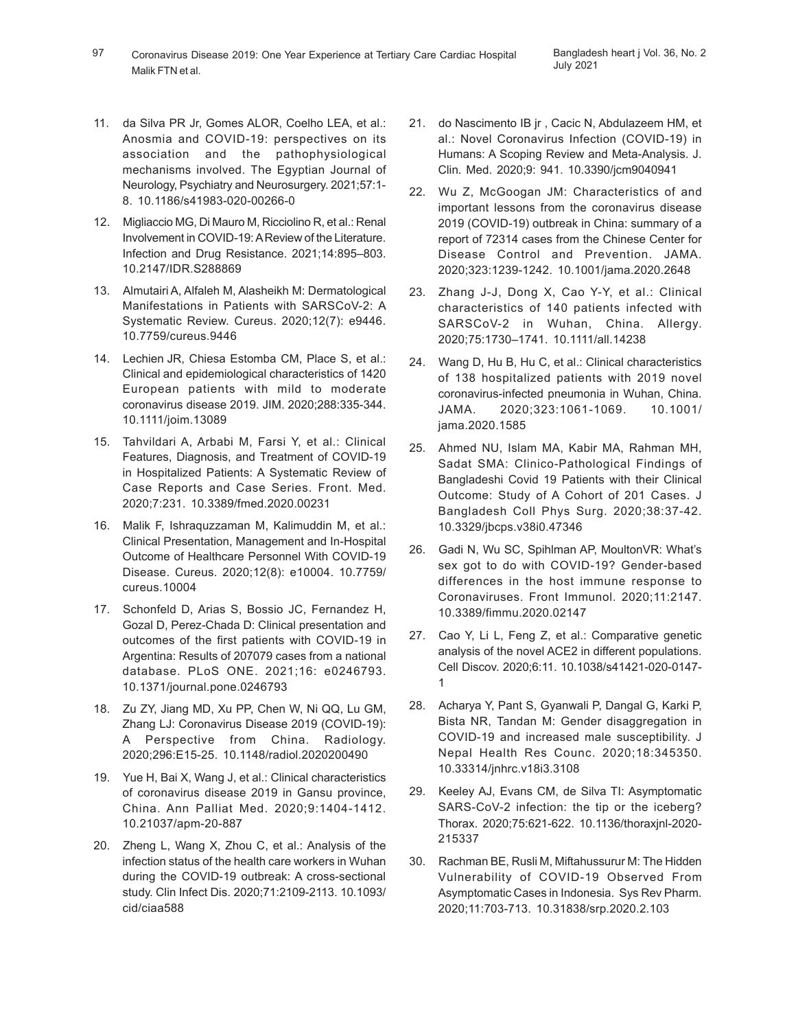11. da Silva PR Jr, Gomes ALOR, Coelho LEA, et al.: Anosmia and COVID-19: perspectives on its association and the pathophysiological mechanisms involved. The Egyptian Journal of Neurology, Psychiatry and Neurosurgery. 2021;57:1-8. 10.1186/s41983-020-00266-0

12. Migliaccio MG, Di Mauro M, Ricciolino R, et al.: Renal Involvement in COVID-19: A Review of the Literature. Infection and Drug Resistance. 2021;14:895–803. 10.2147/IDR.S288869

13. Almutairi A, Alfaleh M, Alasheikh M: Dermatological Manifestations in Patients with SARSCoV-2: A Systematic Review. Cureus. 2020;12(7): e9446. 10.7759/cureus.9446

14. Lechien JR, Chiesa Estomba CM, Place S, et al.: Clinical and epidemiological characteristics of 1420 European patients with mild to moderate coronavirus disease 2019. JIM. 2020;288:335-344. 10.1111/joim.13089

15. Tahvildari A, Arbabi M, Farsi Y, et al.: Clinical Features, Diagnosis, and Treatment of COVID-19 in Hospitalized Patients: A Systematic Review of Case Reports and Case Series. Front. Med. 2020;7:231. 10.3389/fmed.2020.00231

16. Malik F, Ishraquzzaman M, Kalimuddin M, et al.: Clinical Presentation, Management and In-Hospital Outcome of Healthcare Personnel With COVID-19 Disease. Cureus. 2020;12(8): e10004. 10.7759/cureus.10004

17. Schonfeld D, Arias S, Bossio JC, Fernandez H, Gozal D, Perez-Chada D: Clinical presentation and outcomes of the first patients with COVID-19 in Argentina: Results of 207079 cases from a national database. PLoS ONE. 2021;16: e0246793. 10.1371/journal.pone.0246793

18. Zu ZY, Jiang MD, Xu PP, Chen W, Ni QQ, Lu GM, Zhang LJ: Coronavirus Disease 2019 (COVID-19): A Perspective from China. Radiology. 2020;296:E15-25. 10.1148/radiol.2020200490

19. Yue H, Bai X, Wang J, et al.: Clinical characteristics of coronavirus disease 2019 in Gansu province, China. Ann Palliat Med. 2020;9:1404-1412. 10.21037/apm-20-887

20. Zheng L, Wang X, Zhou C, et al.: Analysis of the infection status of the health care workers in Wuhan during the COVID-19 outbreak: A cross-sectional study. Clin Infect Dis. 2020;71:2109-2113. 10.1093/cid/ciaa588

21. do Nascimento IB jr , Cacic N, Abdulazeem HM, et al.: Novel Coronavirus Infection (COVID-19) in Humans: A Scoping Review and Meta-Analysis. J. Clin. Med. 2020;9: 941. 10.3390/jcm9040941

22. Wu Z, McGoogan JM: Characteristics of and important lessons from the coronavirus disease 2019 (COVID-19) outbreak in China: summary of a report of 72314 cases from the Chinese Center for Disease Control and Prevention. JAMA. 2020;323:1239-1242. 10.1001/jama.2020.2648

23. Zhang J-J, Dong X, Cao Y-Y, et al.: Clinical characteristics of 140 patients infected with SARSCoV-2 in Wuhan, China. Allergy. 2020;75:1730–1741. 10.1111/all.14238

24. Wang D, Hu B, Hu C, et al.: Clinical characteristics of 138 hospitalized patients with 2019 novel coronavirus-infected pneumonia in Wuhan, China. JAMA. 2020;323:1061-1069. 10.1001/jama.2020.1585

25. Ahmed NU, Islam MA, Kabir MA, Rahman MH, Sadat SMA: Clinico-Pathological Findings of Bangladeshi Covid 19 Patients with their Clinical Outcome: Study of A Cohort of 201 Cases. J Bangladesh Coll Phys Surg. 2020;38:37-42. 10.3329/jbcps.v38i0.47346

26. Gadi N, Wu SC, Spihlman AP, MoultonVR: What's sex got to do with COVID-19? Gender-based differences in the host immune response to Coronaviruses. Front Immunol. 2020;11:2147. 10.3389/fimmu.2020.02147

27. Cao Y, Li L, Feng Z, et al.: Comparative genetic analysis of the novel ACE2 in different populations. Cell Discov. 2020;6:11. 10.1038/s41421-020-0147-1

28. Acharya Y, Pant S, Gyanwali P, Dangal G, Karki P, Bista NR, Tandan M: Gender disaggregation in COVID-19 and increased male susceptibility. J Nepal Health Res Counc. 2020;18:345350. 10.33314/jnhrc.v18i3.3108

29. Keeley AJ, Evans CM, de Silva TI: Asymptomatic SARS-CoV-2 infection: the tip or the iceberg? Thorax. 2020;75:621-622. 10.1136/thoraxjnl-2020-215337

30. Rachman BE, Rusli M, Miftahussurur M: The Hidden Vulnerability of COVID-19 Observed From Asymptomatic Cases in Indonesia. Sys Rev Pharm. 2020;11:703-713. 10.31838/srp.2020.2.103